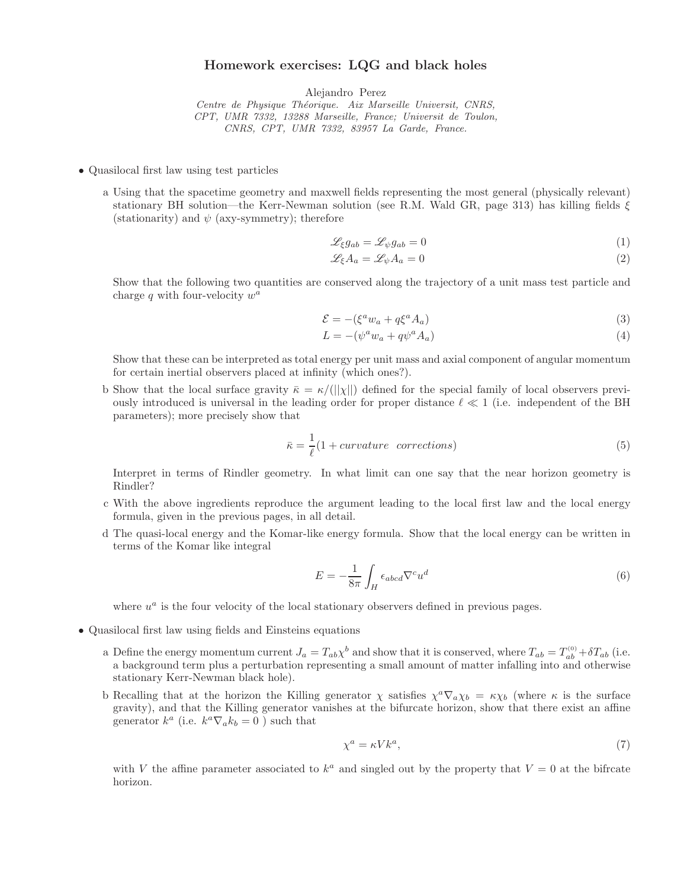# Homework exercises: LQG and black holes

Alejandro Perez

*Centre de Physique Théorique. Aix Marseille Universit, CNRS, CPT, UMR 7332, 13288 Marseille, France; Universit de Toulon, CNRS, CPT, UMR 7332, 83957 La Garde, France.*

- Quasilocal first law using test particles

  a Using that the spacetime geometry and maxwell fields representing the most general (physically relevant) stationary BH solution—the Kerr-Newman solution (see R.M. Wald GR, page 313) has killing fields $\xi$ (stationarity) and $\psi$ (axy-symmetry); therefore

  $$\mathscr{L}_\xi g_{ab} = \mathscr{L}_\psi g_{ab} = 0 \tag{1}$$

  $$\mathscr{L}_\xi A_a = \mathscr{L}_\psi A_a = 0 \tag{2}$$

  Show that the following two quantities are conserved along the trajectory of a unit mass test particle and charge $q$ with four-velocity $w^a$

  $$\mathcal{E} = -(\xi^a w_a + q\xi^a A_a) \tag{3}$$

  $$L = -(\psi^a w_a + q\psi^a A_a) \tag{4}$$

  Show that these can be interpreted as total energy per unit mass and axial component of angular momentum for certain inertial observers placed at infinity (which ones?).

  b Show that the local surface gravity $\bar{\kappa} = \kappa/(||\chi||)$ defined for the special family of local observers previously introduced is universal in the leading order for proper distance $\ell \ll 1$ (i.e. independent of the BH parameters); more precisely show that

  $$\bar{\kappa} = \frac{1}{\ell}(1 + curvature \ \ corrections) \tag{5}$$

  Interpret in terms of Rindler geometry. In what limit can one say that the near horizon geometry is Rindler?

  c With the above ingredients reproduce the argument leading to the local first law and the local energy formula, given in the previous pages, in all detail.

  d The quasi-local energy and the Komar-like energy formula. Show that the local energy can be written in terms of the Komar like integral

  $$E = -\frac{1}{8\pi}\int_H \epsilon_{abcd}\nabla^c u^d \tag{6}$$

  where $u^a$ is the four velocity of the local stationary observers defined in previous pages.

- Quasilocal first law using fields and Einsteins equations

  a Define the energy momentum current $J_a = T_{ab}\chi^b$ and show that it is conserved, where $T_{ab} = T^{(0)}_{ab} + \delta T_{ab}$ (i.e. a background term plus a perturbation representing a small amount of matter infalling into and otherwise stationary Kerr-Newman black hole).

  b Recalling that at the horizon the Killing generator $\chi$ satisfies $\chi^a\nabla_a\chi_b = \kappa\chi_b$ (where $\kappa$ is the surface gravity), and that the Killing generator vanishes at the bifurcate horizon, show that there exist an affine generator $k^a$ (i.e. $k^a\nabla_a k_b = 0$ ) such that

  $$\chi^a = \kappa V k^a, \tag{7}$$

  with $V$ the affine parameter associated to $k^a$ and singled out by the property that $V = 0$ at the bifrcate horizon.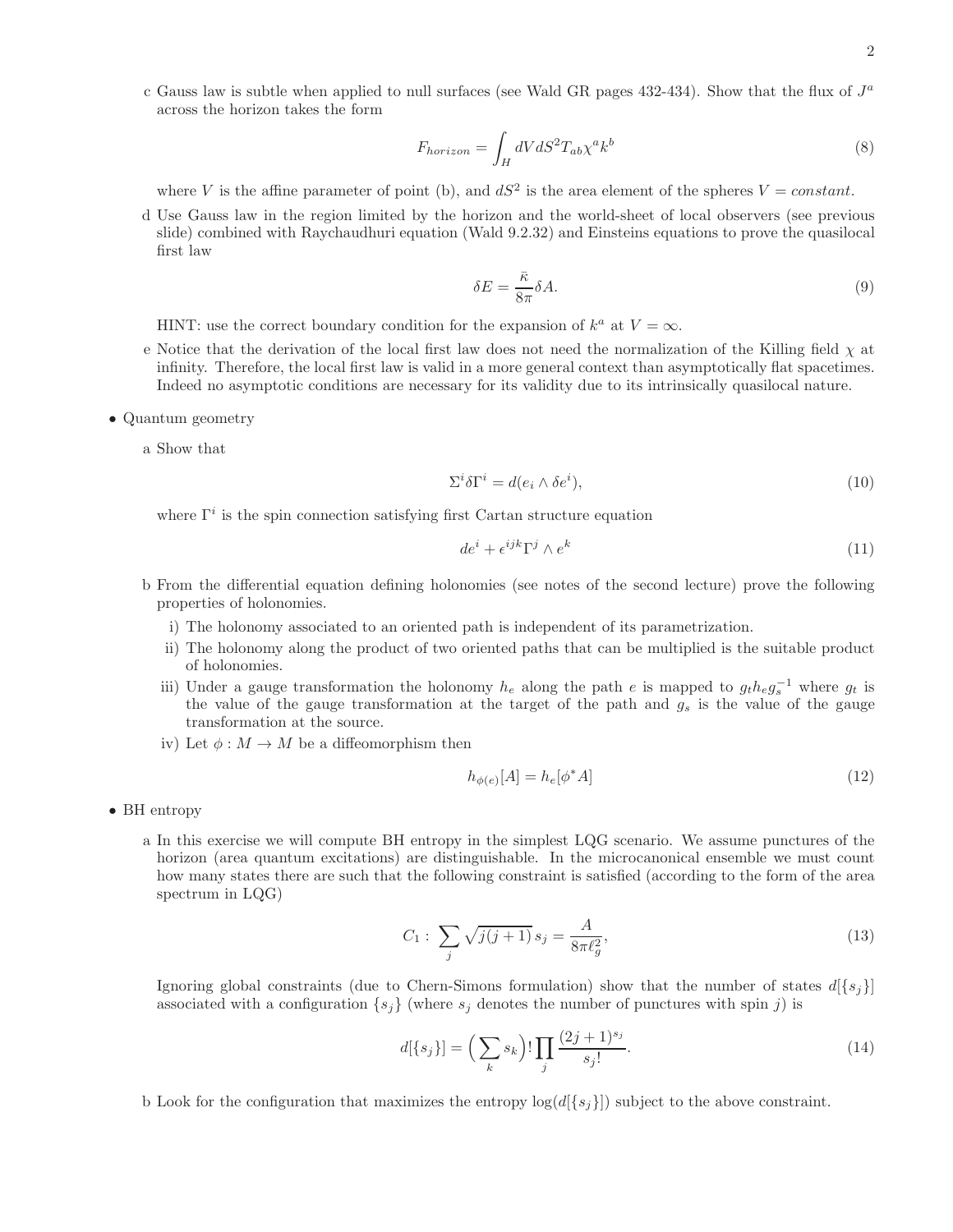c Gauss law is subtle when applied to null surfaces (see Wald GR pages 432-434). Show that the flux of $J^a$ across the horizon takes the form

$$F_{horizon} = \int_H dV dS^2 T_{ab} \chi^a k^b \tag{8}$$

where $V$ is the affine parameter of point (b), and $dS^2$ is the area element of the spheres $V = constant$.

d Use Gauss law in the region limited by the horizon and the world-sheet of local observers (see previous slide) combined with Raychaudhuri equation (Wald 9.2.32) and Einsteins equations to prove the quasilocal first law

$$\delta E = \frac{\bar{\kappa}}{8\pi} \delta A. \tag{9}$$

HINT: use the correct boundary condition for the expansion of $k^a$ at $V = \infty$.

e Notice that the derivation of the local first law does not need the normalization of the Killing field $\chi$ at infinity. Therefore, the local first law is valid in a more general context than asymptotically flat spacetimes. Indeed no asymptotic conditions are necessary for its validity due to its intrinsically quasilocal nature.

- Quantum geometry

a Show that

$$\Sigma^i \delta \Gamma^i = d(e_i \wedge \delta e^i), \tag{10}$$

where $\Gamma^i$ is the spin connection satisfying first Cartan structure equation

$$de^i + \epsilon^{ijk} \Gamma^j \wedge e^k \tag{11}$$

b From the differential equation defining holonomies (see notes of the second lecture) prove the following properties of holonomies.

i) The holonomy associated to an oriented path is independent of its parametrization.

ii) The holonomy along the product of two oriented paths that can be multiplied is the suitable product of holonomies.

iii) Under a gauge transformation the holonomy $h_e$ along the path $e$ is mapped to $g_t h_e g_s^{-1}$ where $g_t$ is the value of the gauge transformation at the target of the path and $g_s$ is the value of the gauge transformation at the source.

iv) Let $\phi : M \to M$ be a diffeomorphism then

$$h_{\phi(e)}[A] = h_e[\phi^* A] \tag{12}$$

- BH entropy

a In this exercise we will compute BH entropy in the simplest LQG scenario. We assume punctures of the horizon (area quantum excitations) are distinguishable. In the microcanonical ensemble we must count how many states there are such that the following constraint is satisfied (according to the form of the area spectrum in LQG)

$$C_1 : \sum_j \sqrt{j(j+1)}\, s_j = \frac{A}{8\pi \ell_g^2}, \tag{13}$$

Ignoring global constraints (due to Chern-Simons formulation) show that the number of states $d[\{s_j\}]$ associated with a configuration $\{s_j\}$ (where $s_j$ denotes the number of punctures with spin $j$) is

$$d[\{s_j\}] = \Big(\sum_k s_k\Big)! \prod_j \frac{(2j+1)^{s_j}}{s_j!}. \tag{14}$$

b Look for the configuration that maximizes the entropy $\log(d[\{s_j\}])$ subject to the above constraint.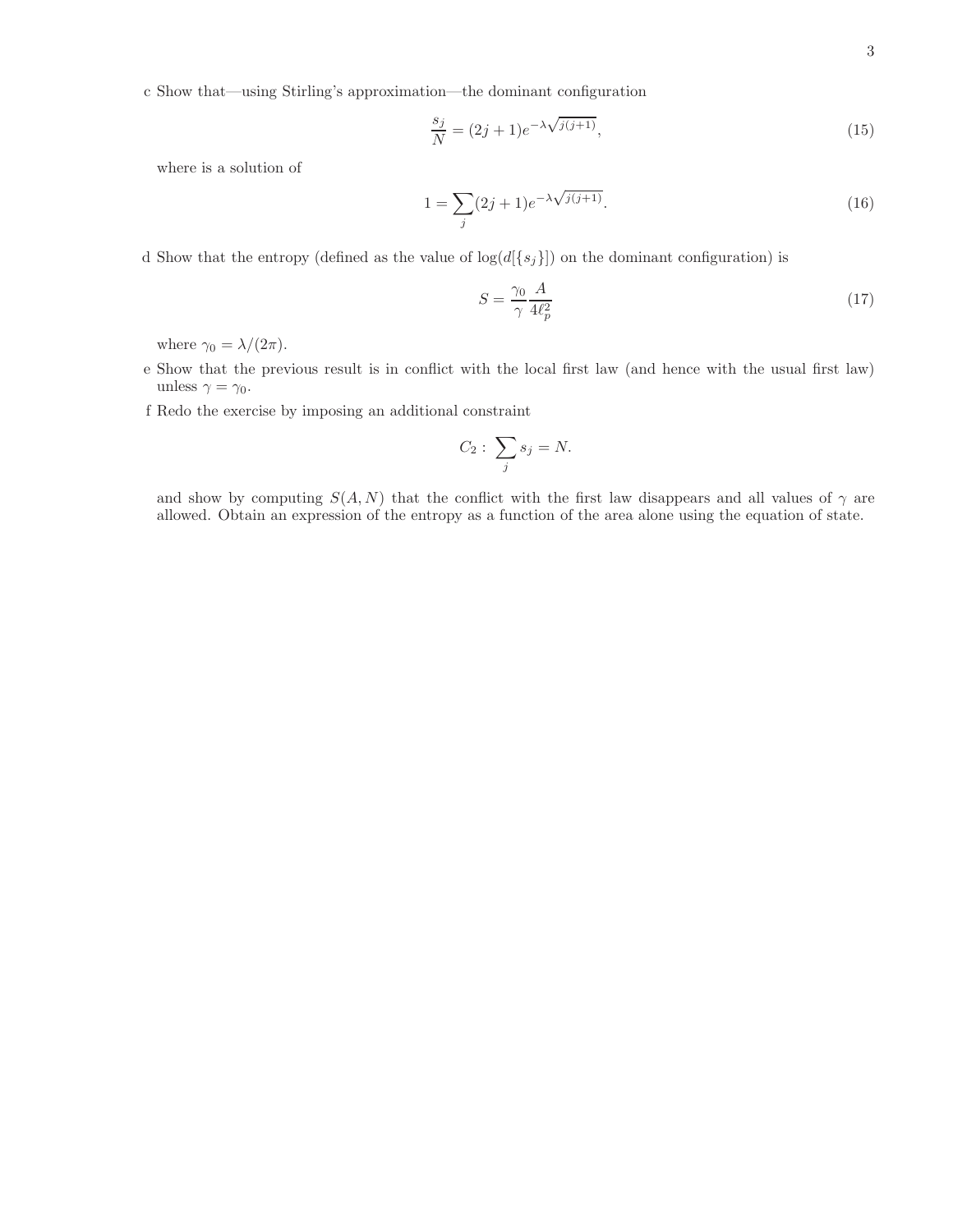c Show that—using Stirling's approximation—the dominant configuration

$$\frac{s_j}{N} = (2j+1)e^{-\lambda\sqrt{j(j+1)}}, \tag{15}$$

where is a solution of

$$1 = \sum_j (2j+1)e^{-\lambda\sqrt{j(j+1)}}. \tag{16}$$

d Show that the entropy (defined as the value of $\log(d[\{s_j\}])$ on the dominant configuration) is

$$S = \frac{\gamma_0}{\gamma}\frac{A}{4\ell_p^2} \tag{17}$$

where $\gamma_0 = \lambda/(2\pi)$.

e Show that the previous result is in conflict with the local first law (and hence with the usual first law) unless $\gamma = \gamma_0$.

f Redo the exercise by imposing an additional constraint

$$C_2 : \sum_j s_j = N.$$

and show by computing $S(A, N)$ that the conflict with the first law disappears and all values of $\gamma$ are allowed. Obtain an expression of the entropy as a function of the area alone using the equation of state.